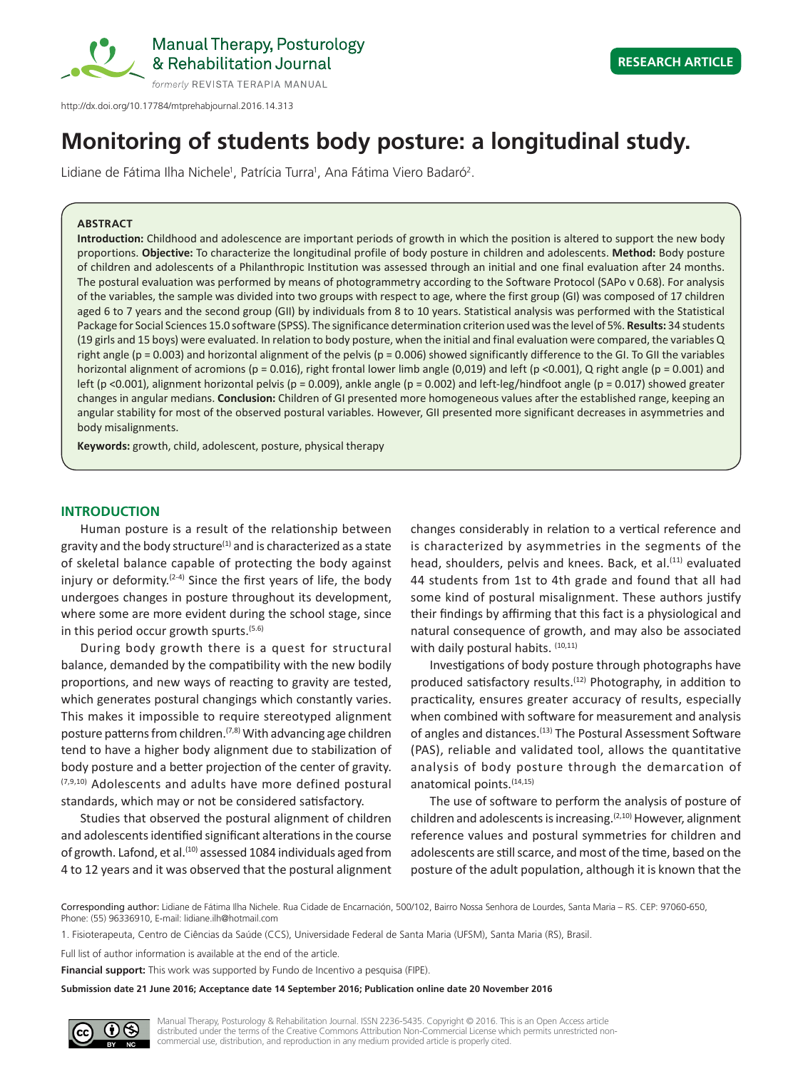Manual Therapy, Posturology & Rehabilitation Journal

formerly REVISTA TERAPIA MANUAL

**RESEARCH ARTICLE**

http://dx.doi.org/10.17784/mtprehabjournal.2016.14.313

# Monitoring of students body posture: a longitudinal study.

Lidiane de Fátima Ilha Nichele[1], Patrícia Turra[1], Ana Fátima Viero Badaró[2].

### ABSTRACT

**Introduction:** Childhood and adolescence are important periods of growth in which the position is altered to support the new body proportions. **Objective:** To characterize the longitudinal profile of body posture in children and adolescents. **Method:** Body posture of children and adolescents of a Philanthropic Institution was assessed through an initial and one final evaluation after 24 months. The postural evaluation was performed by means of photogrammetry according to the Software Protocol (SAPo v 0.68). For analysis of the variables, the sample was divided into two groups with respect to age, where the first group (GI) was composed of 17 children aged 6 to 7 years and the second group (GII) by individuals from 8 to 10 years. Statistical analysis was performed with the Statistical Package for Social Sciences 15.0 software (SPSS). The significance determination criterion used was the level of 5%. **Results:** 34 students (19 girls and 15 boys) were evaluated. In relation to body posture, when the initial and final evaluation were compared, the variables Q right angle (p = 0.003) and horizontal alignment of the pelvis (p = 0.006) showed significantly difference to the GI. To GII the variables horizontal alignment of acromions (p = 0.016), right frontal lower limb angle (0,019) and left (p <0.001), Q right angle (p = 0.001) and left (p <0.001), alignment horizontal pelvis (p = 0.009), ankle angle (p = 0.002) and left-leg/hindfoot angle (p = 0.017) showed greater changes in angular medians. **Conclusion:** Children of GI presented more homogeneous values after the established range, keeping an angular stability for most of the observed postural variables. However, GII presented more significant decreases in asymmetries and body misalignments.

**Keywords:** growth, child, adolescent, posture, physical therapy

## INTRODUCTION

Human posture is a result of the relationship between gravity and the body structure[1] and is characterized as a state of skeletal balance capable of protecting the body against injury or deformity.[2-4] Since the first years of life, the body undergoes changes in posture throughout its development, where some are more evident during the school stage, since in this period occur growth spurts.[5,6]

During body growth there is a quest for structural balance, demanded by the compatibility with the new bodily proportions, and new ways of reacting to gravity are tested, which generates postural changings which constantly varies. This makes it impossible to require stereotyped alignment posture patterns from children.[7,8] With advancing age children tend to have a higher body alignment due to stabilization of body posture and a better projection of the center of gravity.[7,9,10] Adolescents and adults have more defined postural standards, which may or not be considered satisfactory.

Studies that observed the postural alignment of children and adolescents identified significant alterations in the course of growth. Lafond, et al.[10] assessed 1084 individuals aged from 4 to 12 years and it was observed that the postural alignment changes considerably in relation to a vertical reference and is characterized by asymmetries in the segments of the head, shoulders, pelvis and knees. Back, et al.[11] evaluated 44 students from 1st to 4th grade and found that all had some kind of postural misalignment. These authors justify their findings by affirming that this fact is a physiological and natural consequence of growth, and may also be associated with daily postural habits. [10,11]

Investigations of body posture through photographs have produced satisfactory results.[12] Photography, in addition to practicality, ensures greater accuracy of results, especially when combined with software for measurement and analysis of angles and distances.[13] The Postural Assessment Software (PAS), reliable and validated tool, allows the quantitative analysis of body posture through the demarcation of anatomical points.[14,15]

The use of software to perform the analysis of posture of children and adolescents is increasing.[2,10] However, alignment reference values and postural symmetries for children and adolescents are still scarce, and most of the time, based on the posture of the adult population, although it is known that the

Corresponding author: Lidiane de Fátima Ilha Nichele. Rua Cidade de Encarnación, 500/102, Bairro Nossa Senhora de Lourdes, Santa Maria – RS. CEP: 97060-650, Phone: (55) 96336910, E-mail: lidiane.ilh@hotmail.com

1. Fisioterapeuta, Centro de Ciências da Saúde (CCS), Universidade Federal de Santa Maria (UFSM), Santa Maria (RS), Brasil.

Full list of author information is available at the end of the article.

**Financial support:** This work was supported by Fundo de Incentivo a pesquisa (FIPE).

**Submission date 21 June 2016; Acceptance date 14 September 2016; Publication online date 20 November 2016**

Manual Therapy, Posturology & Rehabilitation Journal. ISSN 2236-5435. Copyright © 2016. This is an Open Access article distributed under the terms of the Creative Commons Attribution Non-Commercial License which permits unrestricted non-commercial use, distribution, and reproduction in any medium provided article is properly cited.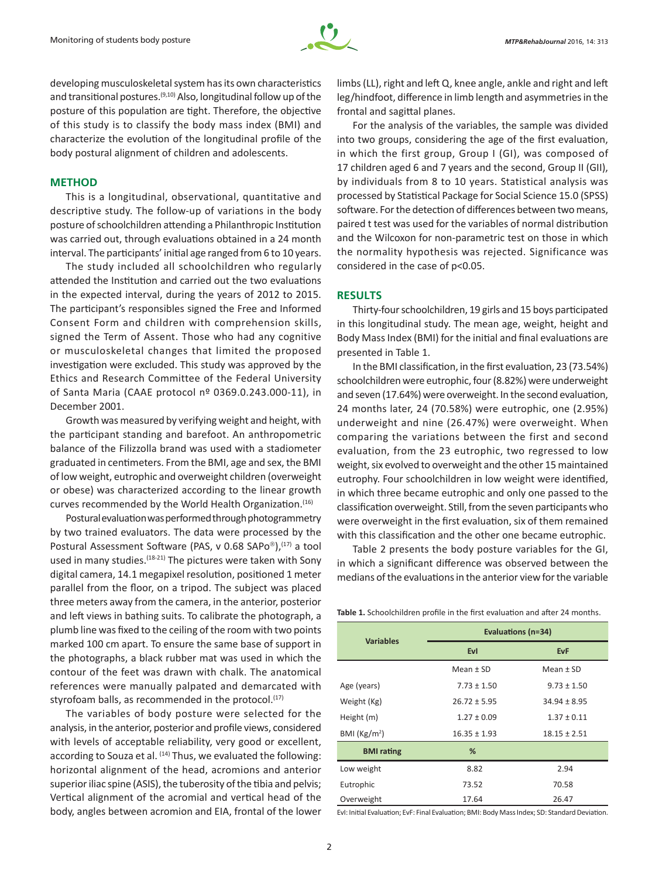developing musculoskeletal system has its own characteristics and transitional postures.[9,10] Also, longitudinal follow up of the posture of this population are tight. Therefore, the objective of this study is to classify the body mass index (BMI) and characterize the evolution of the longitudinal profile of the body postural alignment of children and adolescents.

## METHOD

This is a longitudinal, observational, quantitative and descriptive study. The follow-up of variations in the body posture of schoolchildren attending a Philanthropic Institution was carried out, through evaluations obtained in a 24 month interval. The participants' initial age ranged from 6 to 10 years.

The study included all schoolchildren who regularly attended the Institution and carried out the two evaluations in the expected interval, during the years of 2012 to 2015. The participant's responsibles signed the Free and Informed Consent Form and children with comprehension skills, signed the Term of Assent. Those who had any cognitive or musculoskeletal changes that limited the proposed investigation were excluded. This study was approved by the Ethics and Research Committee of the Federal University of Santa Maria (CAAE protocol nº 0369.0.243.000-11), in December 2001.

Growth was measured by verifying weight and height, with the participant standing and barefoot. An anthropometric balance of the Filizzolla brand was used with a stadiometer graduated in centimeters. From the BMI, age and sex, the BMI of low weight, eutrophic and overweight children (overweight or obese) was characterized according to the linear growth curves recommended by the World Health Organization.[16]

Postural evaluation was performed through photogrammetry by two trained evaluators. The data were processed by the Postural Assessment Software (PAS, v 0.68 SAPo®),[17] a tool used in many studies.[18-21] The pictures were taken with Sony digital camera, 14.1 megapixel resolution, positioned 1 meter parallel from the floor, on a tripod. The subject was placed three meters away from the camera, in the anterior, posterior and left views in bathing suits. To calibrate the photograph, a plumb line was fixed to the ceiling of the room with two points marked 100 cm apart. To ensure the same base of support in the photographs, a black rubber mat was used in which the contour of the feet was drawn with chalk. The anatomical references were manually palpated and demarcated with styrofoam balls, as recommended in the protocol.[17]

The variables of body posture were selected for the analysis, in the anterior, posterior and profile views, considered with levels of acceptable reliability, very good or excellent, according to Souza et al. [14] Thus, we evaluated the following: horizontal alignment of the head, acromions and anterior superior iliac spine (ASIS), the tuberosity of the tibia and pelvis; Vertical alignment of the acromial and vertical head of the body, angles between acromion and EIA, frontal of the lower limbs (LL), right and left Q, knee angle, ankle and right and left leg/hindfoot, difference in limb length and asymmetries in the frontal and sagittal planes.

For the analysis of the variables, the sample was divided into two groups, considering the age of the first evaluation, in which the first group, Group I (GI), was composed of 17 children aged 6 and 7 years and the second, Group II (GII), by individuals from 8 to 10 years. Statistical analysis was processed by Statistical Package for Social Science 15.0 (SPSS) software. For the detection of differences between two means, paired t test was used for the variables of normal distribution and the Wilcoxon for non-parametric test on those in which the normality hypothesis was rejected. Significance was considered in the case of $p<0.05$.

## RESULTS

Thirty-four schoolchildren, 19 girls and 15 boys participated in this longitudinal study. The mean age, weight, height and Body Mass Index (BMI) for the initial and final evaluations are presented in Table 1.

In the BMI classification, in the first evaluation, 23 (73.54%) schoolchildren were eutrophic, four (8.82%) were underweight and seven (17.64%) were overweight. In the second evaluation, 24 months later, 24 (70.58%) were eutrophic, one (2.95%) underweight and nine (26.47%) were overweight. When comparing the variations between the first and second evaluation, from the 23 eutrophic, two regressed to low weight, six evolved to overweight and the other 15 maintained eutrophy. Four schoolchildren in low weight were identified, in which three became eutrophic and only one passed to the classification overweight. Still, from the seven participants who were overweight in the first evaluation, six of them remained with this classification and the other one became eutrophic.

Table 2 presents the body posture variables for the GI, in which a significant difference was observed between the medians of the evaluations in the anterior view for the variable

**Table 1.** Schoolchildren profile in the first evaluation and after 24 months.

| Variables | Evaluations (n=34) | |
|---|---|---|
| | **EvI** | **EvF** |
| | Mean ± SD | Mean ± SD |
| Age (years) | 7.73 ± 1.50 | 9.73 ± 1.50 |
| Weight (Kg) | 26.72 ± 5.95 | 34.94 ± 8.95 |
| Height (m) | 1.27 ± 0.09 | 1.37 ± 0.11 |
| BMI ($Kg/m^2$) | 16.35 ± 1.93 | 18.15 ± 2.51 |
| **BMI rating** | **%** | |
| Low weight | 8.82 | 2.94 |
| Eutrophic | 73.52 | 70.58 |
| Overweight | 17.64 | 26.47 |

EvI: Initial Evaluation; EvF: Final Evaluation; BMI: Body Mass Index; SD: Standard Deviation.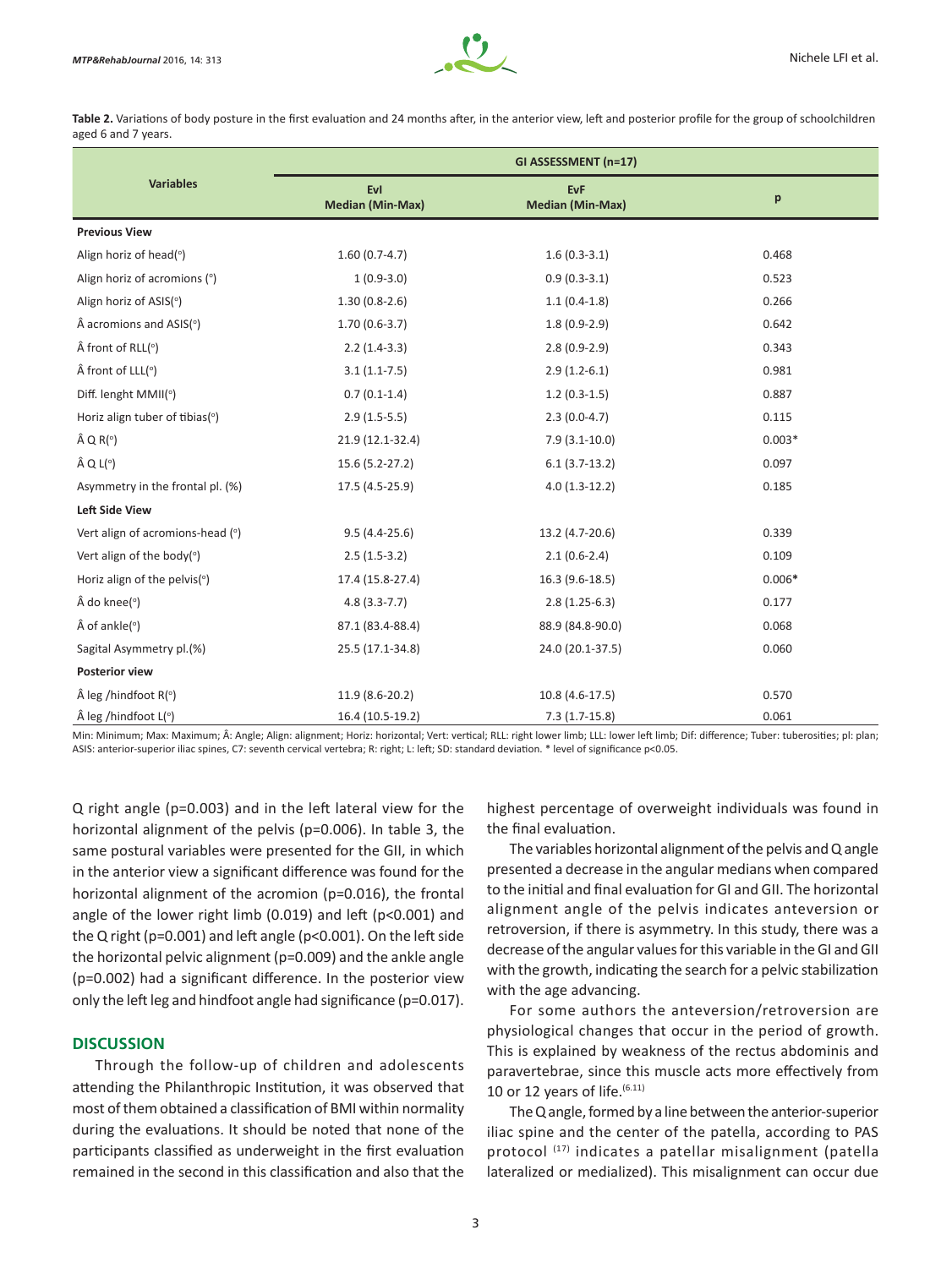**Table 2.** Variations of body posture in the first evaluation and 24 months after, in the anterior view, left and posterior profile for the group of schoolchildren aged 6 and 7 years.

| Variables | GI ASSESSMENT (n=17) | | |
|---|---|---|---|
| | EvI Median (Min-Max) | EvF Median (Min-Max) | p |
| **Previous View** | | | |
| Align horiz of head(°) | 1.60 (0.7-4.7) | 1.6 (0.3-3.1) | 0.468 |
| Align horiz of acromions (°) | 1 (0.9-3.0) | 0.9 (0.3-3.1) | 0.523 |
| Align horiz of ASIS(°) | 1.30 (0.8-2.6) | 1.1 (0.4-1.8) | 0.266 |
| Â acromions and ASIS(°) | 1.70 (0.6-3.7) | 1.8 (0.9-2.9) | 0.642 |
| Â front of RLL(°) | 2.2 (1.4-3.3) | 2.8 (0.9-2.9) | 0.343 |
| Â front of LLL(°) | 3.1 (1.1-7.5) | 2.9 (1.2-6.1) | 0.981 |
| Diff. lenght MMII(°) | 0.7 (0.1-1.4) | 1.2 (0.3-1.5) | 0.887 |
| Horiz align tuber of tibias(°) | 2.9 (1.5-5.5) | 2.3 (0.0-4.7) | 0.115 |
| Â Q R(°) | 21.9 (12.1-32.4) | 7.9 (3.1-10.0) | 0.003* |
| Â Q L(°) | 15.6 (5.2-27.2) | 6.1 (3.7-13.2) | 0.097 |
| Asymmetry in the frontal pl. (%) | 17.5 (4.5-25.9) | 4.0 (1.3-12.2) | 0.185 |
| **Left Side View** | | | |
| Vert align of acromions-head (°) | 9.5 (4.4-25.6) | 13.2 (4.7-20.6) | 0.339 |
| Vert align of the body(°) | 2.5 (1.5-3.2) | 2.1 (0.6-2.4) | 0.109 |
| Horiz align of the pelvis(°) | 17.4 (15.8-27.4) | 16.3 (9.6-18.5) | 0.006* |
| Â do knee(°) | 4.8 (3.3-7.7) | 2.8 (1.25-6.3) | 0.177 |
| Â of ankle(°) | 87.1 (83.4-88.4) | 88.9 (84.8-90.0) | 0.068 |
| Sagital Asymmetry pl.(%) | 25.5 (17.1-34.8) | 24.0 (20.1-37.5) | 0.060 |
| **Posterior view** | | | |
| Â leg /hindfoot R(°) | 11.9 (8.6-20.2) | 10.8 (4.6-17.5) | 0.570 |
| Â leg /hindfoot L(°) | 16.4 (10.5-19.2) | 7.3 (1.7-15.8) | 0.061 |

Min: Minimum; Max: Maximum; Â: Angle; Align: alignment; Horiz: horizontal; Vert: vertical; RLL: right lower limb; LLL: lower left limb; Dif: difference; Tuber: tuberosities; pl: plan; ASIS: anterior-superior iliac spines, C7: seventh cervical vertebra; R: right; L: left; SD: standard deviation. * level of significance p<0.05.

Q right angle (p=0.003) and in the left lateral view for the horizontal alignment of the pelvis (p=0.006). In table 3, the same postural variables were presented for the GII, in which in the anterior view a significant difference was found for the horizontal alignment of the acromion (p=0.016), the frontal angle of the lower right limb (0.019) and left (p<0.001) and the Q right (p=0.001) and left angle (p<0.001). On the left side the horizontal pelvic alignment (p=0.009) and the ankle angle (p=0.002) had a significant difference. In the posterior view only the left leg and hindfoot angle had significance (p=0.017).

## DISCUSSION

Through the follow-up of children and adolescents attending the Philanthropic Institution, it was observed that most of them obtained a classification of BMI within normality during the evaluations. It should be noted that none of the participants classified as underweight in the first evaluation remained in the second in this classification and also that the highest percentage of overweight individuals was found in the final evaluation.

The variables horizontal alignment of the pelvis and Q angle presented a decrease in the angular medians when compared to the initial and final evaluation for GI and GII. The horizontal alignment angle of the pelvis indicates anteversion or retroversion, if there is asymmetry. In this study, there was a decrease of the angular values for this variable in the GI and GII with the growth, indicating the search for a pelvic stabilization with the age advancing.

For some authors the anteversion/retroversion are physiological changes that occur in the period of growth. This is explained by weakness of the rectus abdominis and paravertebrae, since this muscle acts more effectively from 10 or 12 years of life.[6,11]

The Q angle, formed by a line between the anterior-superior iliac spine and the center of the patella, according to PAS protocol [17] indicates a patellar misalignment (patella lateralized or medialized). This misalignment can occur due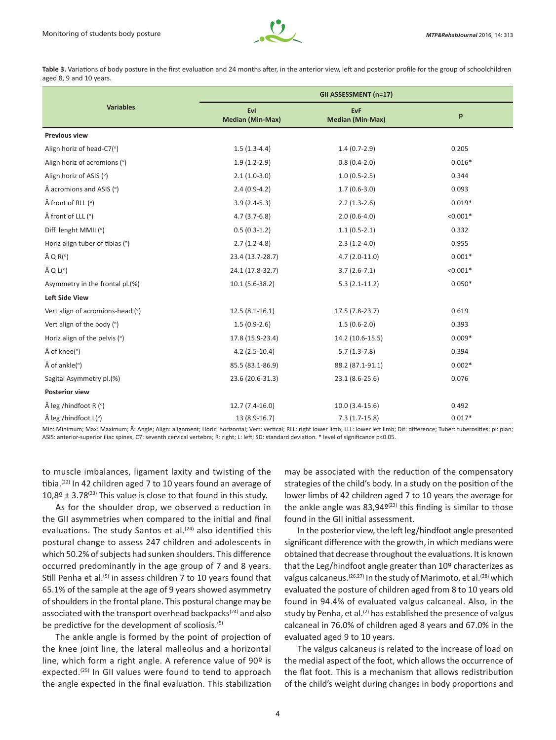**Table 3.** Variations of body posture in the first evaluation and 24 months after, in the anterior view, left and posterior profile for the group of schoolchildren aged 8, 9 and 10 years.

| Variables | GII ASSESSMENT (n=17) | | |
|---|---|---|---|
| | EvI Median (Min-Max) | EvF Median (Min-Max) | p |
| **Previous view** | | | |
| Align horiz of head-C7(°) | 1.5 (1.3-4.4) | 1.4 (0.7-2.9) | 0.205 |
| Align horiz of acromions (°) | 1.9 (1.2-2.9) | 0.8 (0.4-2.0) | 0.016* |
| Align horiz of ASIS (°) | 2.1 (1.0-3.0) | 1.0 (0.5-2.5) | 0.344 |
| Â acromions and ASIS (°) | 2.4 (0.9-4.2) | 1.7 (0.6-3.0) | 0.093 |
| Â front of RLL (°) | 3.9 (2.4-5.3) | 2.2 (1.3-2.6) | 0.019* |
| Â front of LLL (°) | 4.7 (3.7-6.8) | 2.0 (0.6-4.0) | <0.001* |
| Diff. lenght MMII (°) | 0.5 (0.3-1.2) | 1.1 (0.5-2.1) | 0.332 |
| Horiz align tuber of tibias (°) | 2.7 (1.2-4.8) | 2.3 (1.2-4.0) | 0.955 |
| Â Q R(°) | 23.4 (13.7-28.7) | 4.7 (2.0-11.0) | 0.001* |
| Â Q L(°) | 24.1 (17.8-32.7) | 3.7 (2.6-7.1) | <0.001* |
| Asymmetry in the frontal pl.(%) | 10.1 (5.6-38.2) | 5.3 (2.1-11.2) | 0.050* |
| **Left Side View** | | | |
| Vert align of acromions-head (°) | 12.5 (8.1-16.1) | 17.5 (7.8-23.7) | 0.619 |
| Vert align of the body (°) | 1.5 (0.9-2.6) | 1.5 (0.6-2.0) | 0.393 |
| Horiz align of the pelvis (°) | 17.8 (15.9-23.4) | 14.2 (10.6-15.5) | 0.009* |
| Â of knee(°) | 4.2 (2.5-10.4) | 5.7 (1.3-7.8) | 0.394 |
| Â of ankle(°) | 85.5 (83.1-86.9) | 88.2 (87.1-91.1) | 0.002* |
| Sagital Asymmetry pl.(%) | 23.6 (20.6-31.3) | 23.1 (8.6-25.6) | 0.076 |
| **Posterior view** | | | |
| Â leg /hindfoot R (°) | 12.7 (7.4-16.0) | 10.0 (3.4-15.6) | 0.492 |
| Â leg /hindfoot L(°) | 13 (8.9-16.7) | 7.3 (1.7-15.8) | 0.017* |

Min: Minimum; Max: Maximum; Â: Angle; Align: alignment; Horiz: horizontal; Vert: vertical; RLL: right lower limb; LLL: lower left limb; Dif: difference; Tuber: tuberosities; pl: plan; ASIS: anterior-superior iliac spines, C7: seventh cervical vertebra; R: right; L: left; SD: standard deviation. * level of significance p<0.05.

to muscle imbalances, ligament laxity and twisting of the tibia.[22] In 42 children aged 7 to 10 years found an average of 10,8º ± 3.78[23] This value is close to that found in this study.

As for the shoulder drop, we observed a reduction in the GII asymmetries when compared to the initial and final evaluations. The study Santos et al.[24] also identified this postural change to assess 247 children and adolescents in which 50.2% of subjects had sunken shoulders. This difference occurred predominantly in the age group of 7 and 8 years. Still Penha et al.[5] in assess children 7 to 10 years found that 65.1% of the sample at the age of 9 years showed asymmetry of shoulders in the frontal plane. This postural change may be associated with the transport overhead backpacks[24] and also be predictive for the development of scoliosis.[5]

The ankle angle is formed by the point of projection of the knee joint line, the lateral malleolus and a horizontal line, which form a right angle. A reference value of 90º is expected.[25] In GII values were found to tend to approach the angle expected in the final evaluation. This stabilization may be associated with the reduction of the compensatory strategies of the child's body. In a study on the position of the lower limbs of 42 children aged 7 to 10 years the average for the ankle angle was 83,94º[23] this finding is similar to those found in the GII initial assessment.

In the posterior view, the left leg/hindfoot angle presented significant difference with the growth, in which medians were obtained that decrease throughout the evaluations. It is known that the Leg/hindfoot angle greater than 10º characterizes as valgus calcaneus.[26,27] In the study of Marimoto, et al.[28] which evaluated the posture of children aged from 8 to 10 years old found in 94.4% of evaluated valgus calcaneal. Also, in the study by Penha, et al.[2] has established the presence of valgus calcaneal in 76.0% of children aged 8 years and 67.0% in the evaluated aged 9 to 10 years.

The valgus calcaneus is related to the increase of load on the medial aspect of the foot, which allows the occurrence of the flat foot. This is a mechanism that allows redistribution of the child's weight during changes in body proportions and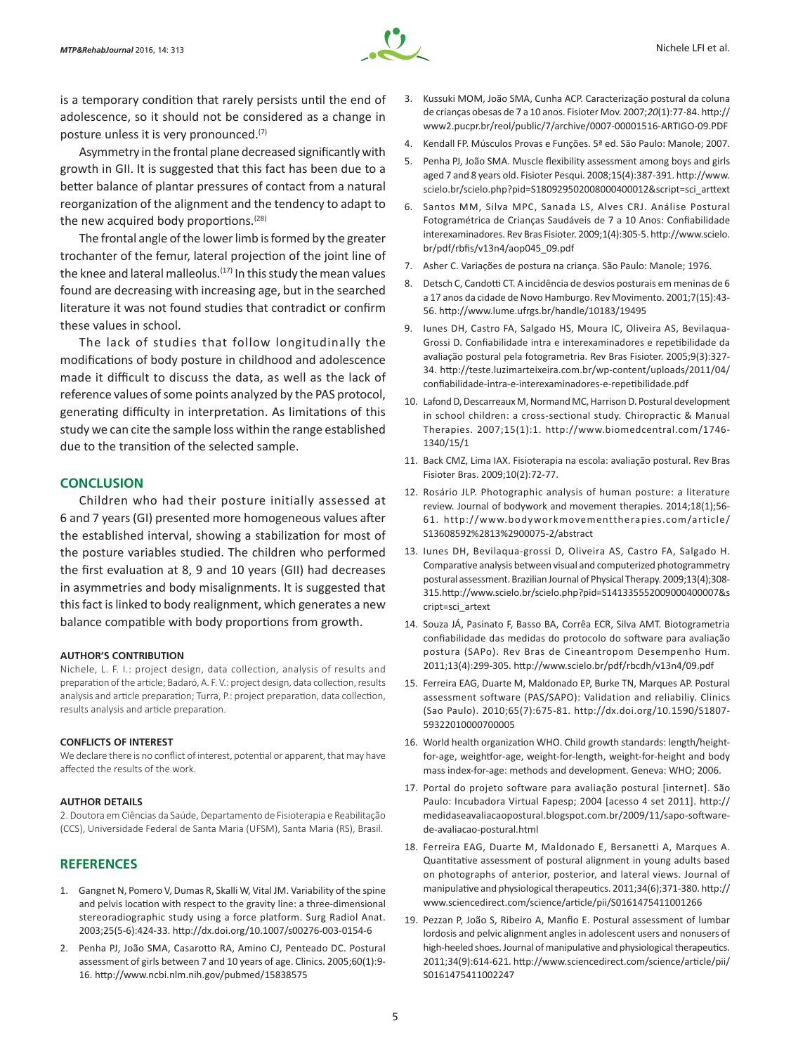is a temporary condition that rarely persists until the end of adolescence, so it should not be considered as a change in posture unless it is very pronounced.[7]

Asymmetry in the frontal plane decreased significantly with growth in GII. It is suggested that this fact has been due to a better balance of plantar pressures of contact from a natural reorganization of the alignment and the tendency to adapt to the new acquired body proportions.[28]

The frontal angle of the lower limb is formed by the greater trochanter of the femur, lateral projection of the joint line of the knee and lateral malleolus.[17] In this study the mean values found are decreasing with increasing age, but in the searched literature it was not found studies that contradict or confirm these values in school.

The lack of studies that follow longitudinally the modifications of body posture in childhood and adolescence made it difficult to discuss the data, as well as the lack of reference values of some points analyzed by the PAS protocol, generating difficulty in interpretation. As limitations of this study we can cite the sample loss within the range established due to the transition of the selected sample.

## CONCLUSION

Children who had their posture initially assessed at 6 and 7 years (GI) presented more homogeneous values after the established interval, showing a stabilization for most of the posture variables studied. The children who performed the first evaluation at 8, 9 and 10 years (GII) had decreases in asymmetries and body misalignments. It is suggested that this fact is linked to body realignment, which generates a new balance compatible with body proportions from growth.

#### AUTHOR'S CONTRIBUTION

Nichele, L. F. I.: project design, data collection, analysis of results and preparation of the article; Badaró, A. F. V.: project design, data collection, results analysis and article preparation; Turra, P.: project preparation, data collection, results analysis and article preparation.

#### CONFLICTS OF INTEREST

We declare there is no conflict of interest, potential or apparent, that may have affected the results of the work.

#### AUTHOR DETAILS

2. Doutora em Ciências da Saúde, Departamento de Fisioterapia e Reabilitação (CCS), Universidade Federal de Santa Maria (UFSM), Santa Maria (RS), Brasil.

## REFERENCES

1. Gangnet N, Pomero V, Dumas R, Skalli W, Vital JM. Variability of the spine and pelvis location with respect to the gravity line: a three-dimensional stereoradiographic study using a force platform. Surg Radiol Anat. 2003;25(5-6):424-33. http://dx.doi.org/10.1007/s00276-003-0154-6
2. Penha PJ, João SMA, Casarotto RA, Amino CJ, Penteado DC. Postural assessment of girls between 7 and 10 years of age. Clinics. 2005;60(1):9-16. http://www.ncbi.nlm.nih.gov/pubmed/15838575
3. Kussuki MOM, João SMA, Cunha ACP. Caracterização postural da coluna de crianças obesas de 7 a 10 anos. Fisioter Mov. 2007;*20*(1):77-84. http://www2.pucpr.br/reol/public/7/archive/0007-00001516-ARTIGO-09.PDF
4. Kendall FP. Músculos Provas e Funções. 5ª ed. São Paulo: Manole; 2007.
5. Penha PJ, João SMA. Muscle flexibility assessment among boys and girls aged 7 and 8 years old. Fisioter Pesqui. 2008;15(4):387-391. http://www.scielo.br/scielo.php?pid=S180929502008000400012&script=sci_arttext
6. Santos MM, Silva MPC, Sanada LS, Alves CRJ. Análise Postural Fotogramétrica de Crianças Saudáveis de 7 a 10 Anos: Confiabilidade interexaminadores. Rev Bras Fisioter. 2009;1(4):305-5. http://www.scielo.br/pdf/rbfis/v13n4/aop045_09.pdf
7. Asher C. Variações de postura na criança. São Paulo: Manole; 1976.
8. Detsch C, Candotti CT. A incidência de desvios posturais em meninas de 6 a 17 anos da cidade de Novo Hamburgo. Rev Movimento. 2001;7(15):43-56. http://www.lume.ufrgs.br/handle/10183/19495
9. Iunes DH, Castro FA, Salgado HS, Moura IC, Oliveira AS, Bevilaqua-Grossi D. Confiabilidade intra e interexaminadores e repetibilidade da avaliação postural pela fotogrametria. Rev Bras Fisioter. 2005;9(3):327-34. http://teste.luzimarteixeira.com.br/wp-content/uploads/2011/04/confiabilidade-intra-e-interexaminadores-e-repetibilidade.pdf
10. Lafond D, Descarreaux M, Normand MC, Harrison D. Postural development in school children: a cross-sectional study. Chiropractic & Manual Therapies. 2007;15(1):1. http://www.biomedcentral.com/1746-1340/15/1
11. Back CMZ, Lima IAX. Fisioterapia na escola: avaliação postural. Rev Bras Fisioter Bras. 2009;10(2):72-77.
12. Rosário JLP. Photographic analysis of human posture: a literature review. Journal of bodywork and movement therapies. 2014;18(1);56-61. http://www.bodyworkmovementtherapies.com/article/S13608592%2813%2900075-2/abstract
13. Iunes DH, Bevilaqua-grossi D, Oliveira AS, Castro FA, Salgado H. Comparative analysis between visual and computerized photogrammetry postural assessment. Brazilian Journal of Physical Therapy. 2009;13(4);308-315.http://www.scielo.br/scielo.php?pid=S141335552009000400007&script=sci_artext
14. Souza JÁ, Pasinato F, Basso BA, Corrêa ECR, Silva AMT. Biotogrametria confiabilidade das medidas do protocolo do software para avaliação postura (SAPo). Rev Bras de Cineantropom Desempenho Hum. 2011;13(4):299-305. http://www.scielo.br/pdf/rbcdh/v13n4/09.pdf
15. Ferreira EAG, Duarte M, Maldonado EP, Burke TN, Marques AP. Postural assessment software (PAS/SAPO): Validation and reliabiliy. Clinics (Sao Paulo). 2010;65(7):675-81. http://dx.doi.org/10.1590/S1807-59322010000700005
16. World health organization WHO. Child growth standards: length/height-for-age, weightfor-age, weight-for-length, weight-for-height and body mass index-for-age: methods and development. Geneva: WHO; 2006.
17. Portal do projeto software para avaliação postural [internet]. São Paulo: Incubadora Virtual Fapesp; 2004 [acesso 4 set 2011]. http://medidaseavaliacaopostural.blogspot.com.br/2009/11/sapo-software-de-avaliacao-postural.html
18. Ferreira EAG, Duarte M, Maldonado E, Bersanetti A, Marques A. Quantitative assessment of postural alignment in young adults based on photographs of anterior, posterior, and lateral views. Journal of manipulative and physiological therapeutics. 2011;34(6);371-380. http://www.sciencedirect.com/science/article/pii/S0161475411001266
19. Pezzan P, João S, Ribeiro A, Manfio E. Postural assessment of lumbar lordosis and pelvic alignment angles in adolescent users and nonusers of high-heeled shoes. Journal of manipulative and physiological therapeutics. 2011;34(9):614-621. http://www.sciencedirect.com/science/article/pii/S0161475411002247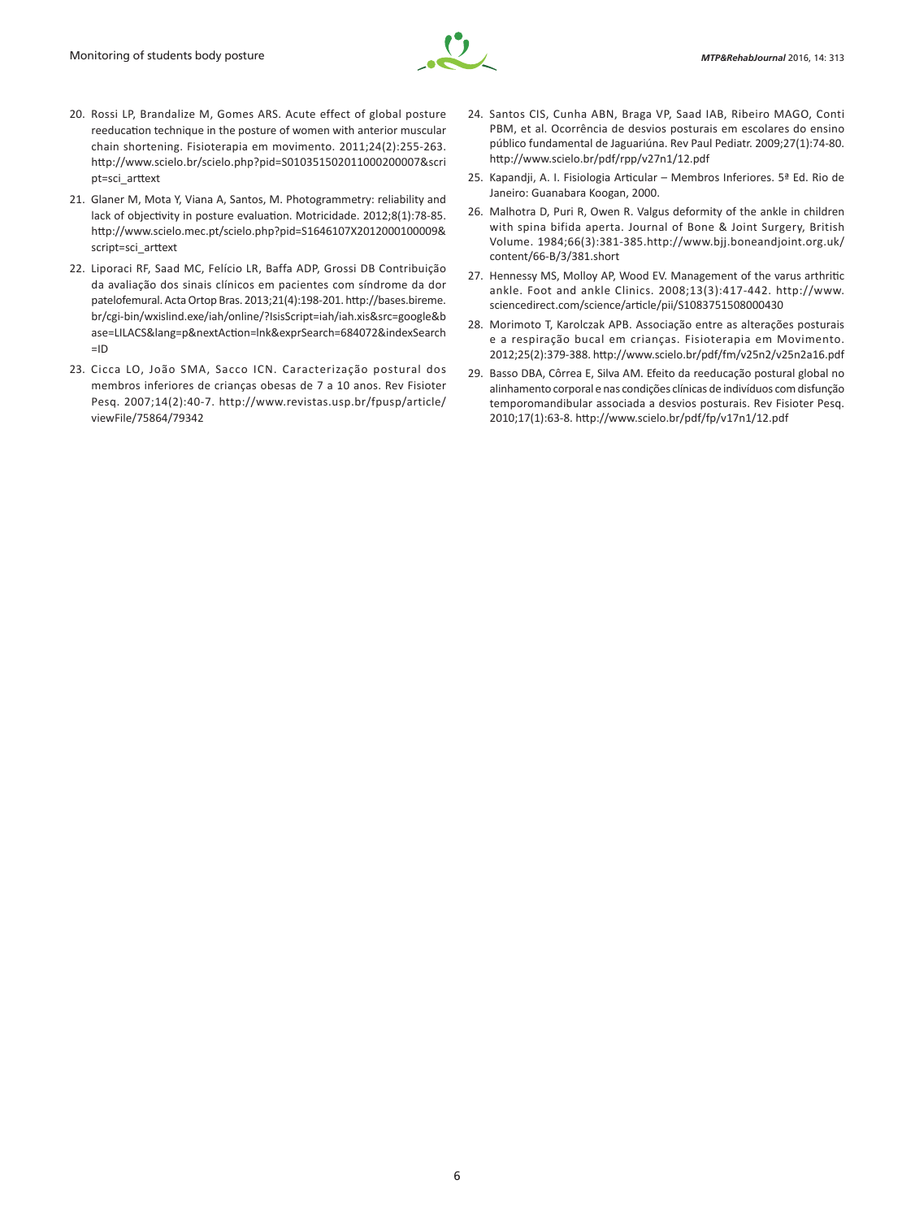20. Rossi LP, Brandalize M, Gomes ARS. Acute effect of global posture reeducation technique in the posture of women with anterior muscular chain shortening. Fisioterapia em movimento. 2011;24(2):255-263. http://www.scielo.br/scielo.php?pid=S010351502011000200007&script=sci_arttext
21. Glaner M, Mota Y, Viana A, Santos, M. Photogrammetry: reliability and lack of objectivity in posture evaluation. Motricidade. 2012;8(1):78-85. http://www.scielo.mec.pt/scielo.php?pid=S1646107X2012000100009&script=sci_arttext
22. Liporaci RF, Saad MC, Felício LR, Baffa ADP, Grossi DB Contribuição da avaliação dos sinais clínicos em pacientes com síndrome da dor patelofemural. Acta Ortop Bras. 2013;21(4):198-201. http://bases.bireme.br/cgi-bin/wxislind.exe/iah/online/?IsisScript=iah/iah.xis&src=google&base=LILACS&lang=p&nextAction=lnk&exprSearch=684072&indexSearch=ID
23. Cicca LO, João SMA, Sacco ICN. Caracterização postural dos membros inferiores de crianças obesas de 7 a 10 anos. Rev Fisioter Pesq. 2007;14(2):40-7. http://www.revistas.usp.br/fpusp/article/viewFile/75864/79342
24. Santos CIS, Cunha ABN, Braga VP, Saad IAB, Ribeiro MAGO, Conti PBM, et al. Ocorrência de desvios posturais em escolares do ensino público fundamental de Jaguariúna. Rev Paul Pediatr. 2009;27(1):74-80. http://www.scielo.br/pdf/rpp/v27n1/12.pdf
25. Kapandji, A. I. Fisiologia Articular – Membros Inferiores. 5ª Ed. Rio de Janeiro: Guanabara Koogan, 2000.
26. Malhotra D, Puri R, Owen R. Valgus deformity of the ankle in children with spina bifida aperta. Journal of Bone & Joint Surgery, British Volume. 1984;66(3):381-385.http://www.bjj.boneandjoint.org.uk/content/66-B/3/381.short
27. Hennessy MS, Molloy AP, Wood EV. Management of the varus arthritic ankle. Foot and ankle Clinics. 2008;13(3):417-442. http://www.sciencedirect.com/science/article/pii/S1083751508000430
28. Morimoto T, Karolczak APB. Associação entre as alterações posturais e a respiração bucal em crianças. Fisioterapia em Movimento. 2012;25(2):379-388. http://www.scielo.br/pdf/fm/v25n2/v25n2a16.pdf
29. Basso DBA, Côrrea E, Silva AM. Efeito da reeducação postural global no alinhamento corporal e nas condições clínicas de indivíduos com disfunção temporomandibular associada a desvios posturais. Rev Fisioter Pesq. 2010;17(1):63-8. http://www.scielo.br/pdf/fp/v17n1/12.pdf